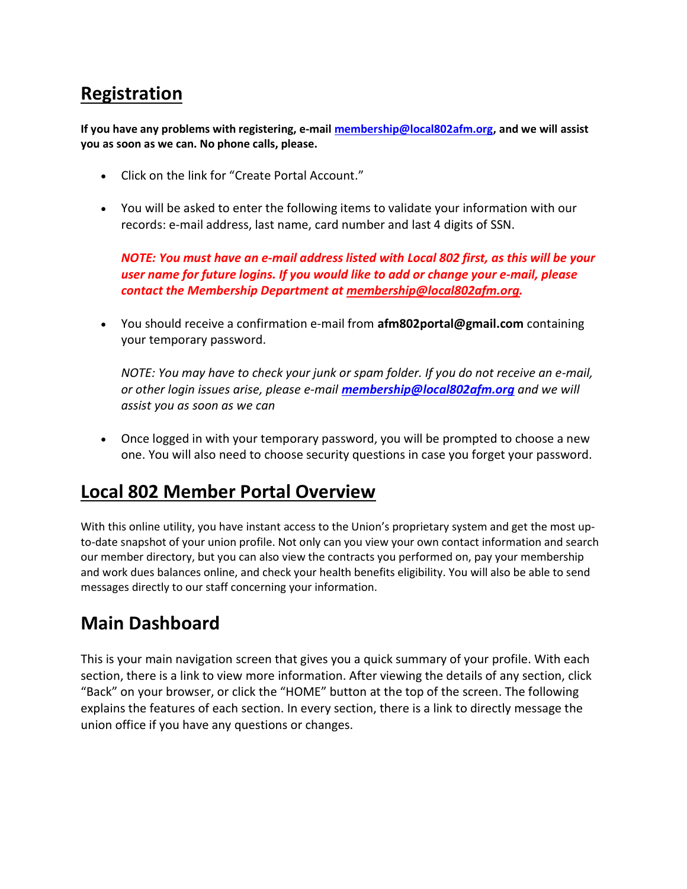## Registration

**If you have any problems with registering, e-mail membership@local802afm.org, and we will assist you as soon as we can. No phone calls, please.**

- Click on the link for "Create Portal Account."

- You will be asked to enter the following items to validate your information with our records: e-mail address, last name, card number and last 4 digits of SSN.

  ***NOTE: You must have an e-mail address listed with Local 802 first, as this will be your user name for future logins. If you would like to add or change your e-mail, please contact the Membership Department at membership@local802afm.org.***

- You should receive a confirmation e-mail from **afm802portal@gmail.com** containing your temporary password.

  *NOTE: You may have to check your junk or spam folder. If you do not receive an e-mail, or other login issues arise, please e-mail* ***membership@local802afm.org*** *and we will assist you as soon as we can*

- Once logged in with your temporary password, you will be prompted to choose a new one. You will also need to choose security questions in case you forget your password.

## Local 802 Member Portal Overview

With this online utility, you have instant access to the Union's proprietary system and get the most up-to-date snapshot of your union profile. Not only can you view your own contact information and search our member directory, but you can also view the contracts you performed on, pay your membership and work dues balances online, and check your health benefits eligibility. You will also be able to send messages directly to our staff concerning your information.

## Main Dashboard

This is your main navigation screen that gives you a quick summary of your profile. With each section, there is a link to view more information. After viewing the details of any section, click "Back" on your browser, or click the "HOME" button at the top of the screen. The following explains the features of each section. In every section, there is a link to directly message the union office if you have any questions or changes.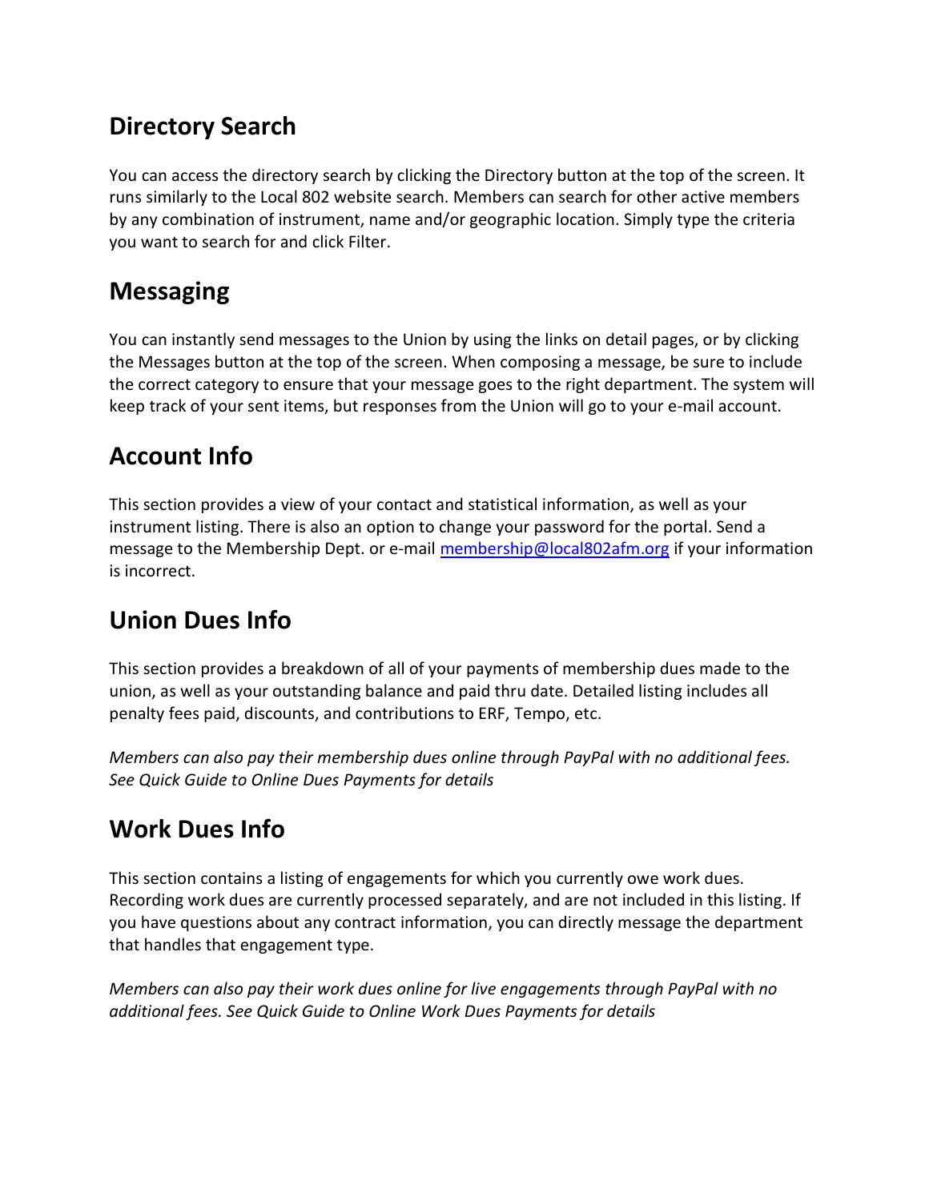## Directory Search

You can access the directory search by clicking the Directory button at the top of the screen. It runs similarly to the Local 802 website search. Members can search for other active members by any combination of instrument, name and/or geographic location. Simply type the criteria you want to search for and click Filter.

## Messaging

You can instantly send messages to the Union by using the links on detail pages, or by clicking the Messages button at the top of the screen. When composing a message, be sure to include the correct category to ensure that your message goes to the right department. The system will keep track of your sent items, but responses from the Union will go to your e-mail account.

## Account Info

This section provides a view of your contact and statistical information, as well as your instrument listing. There is also an option to change your password for the portal. Send a message to the Membership Dept. or e-mail [membership@local802afm.org](mailto:membership@local802afm.org) if your information is incorrect.

## Union Dues Info

This section provides a breakdown of all of your payments of membership dues made to the union, as well as your outstanding balance and paid thru date. Detailed listing includes all penalty fees paid, discounts, and contributions to ERF, Tempo, etc.

*Members can also pay their membership dues online through PayPal with no additional fees. See Quick Guide to Online Dues Payments for details*

## Work Dues Info

This section contains a listing of engagements for which you currently owe work dues. Recording work dues are currently processed separately, and are not included in this listing. If you have questions about any contract information, you can directly message the department that handles that engagement type.

*Members can also pay their work dues online for live engagements through PayPal with no additional fees. See Quick Guide to Online Work Dues Payments for details*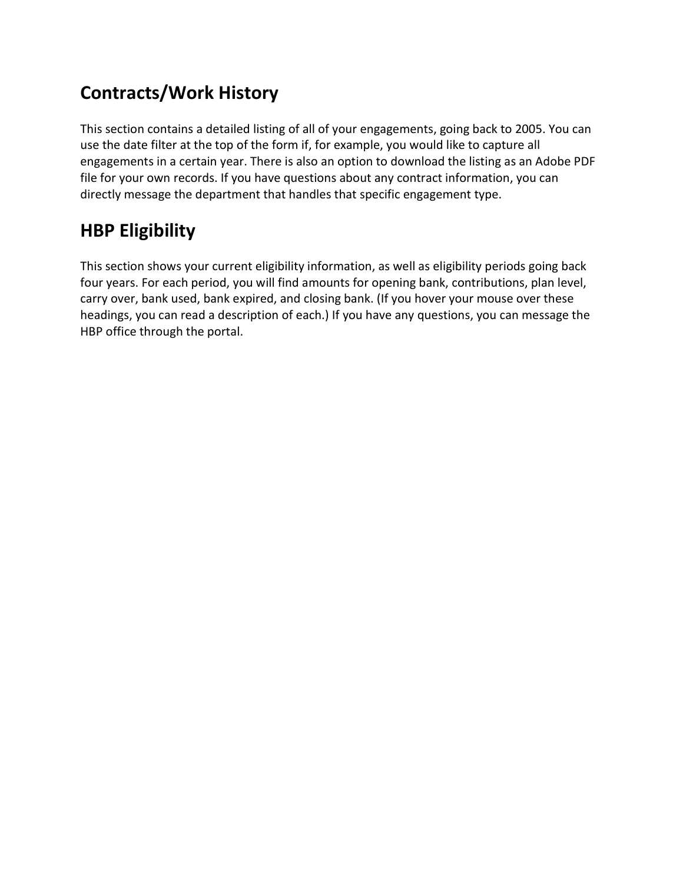## Contracts/Work History

This section contains a detailed listing of all of your engagements, going back to 2005. You can use the date filter at the top of the form if, for example, you would like to capture all engagements in a certain year. There is also an option to download the listing as an Adobe PDF file for your own records. If you have questions about any contract information, you can directly message the department that handles that specific engagement type.

## HBP Eligibility

This section shows your current eligibility information, as well as eligibility periods going back four years. For each period, you will find amounts for opening bank, contributions, plan level, carry over, bank used, bank expired, and closing bank. (If you hover your mouse over these headings, you can read a description of each.) If you have any questions, you can message the HBP office through the portal.